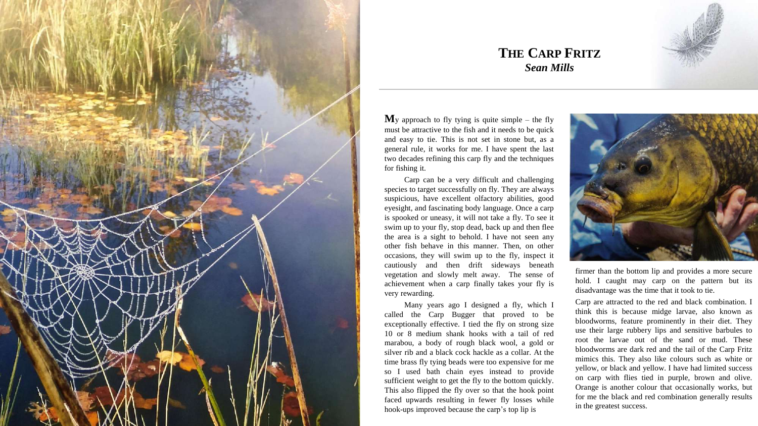# THE CARP FRITZ

***Sean Mills***

My approach to fly tying is quite simple – the fly must be attractive to the fish and it needs to be quick and easy to tie. This is not set in stone but, as a general rule, it works for me. I have spent the last two decades refining this carp fly and the techniques for fishing it.

Carp can be a very difficult and challenging species to target successfully on fly. They are always suspicious, have excellent olfactory abilities, good eyesight, and fascinating body language. Once a carp is spooked or uneasy, it will not take a fly. To see it swim up to your fly, stop dead, back up and then flee the area is a sight to behold. I have not seen any other fish behave in this manner. Then, on other occasions, they will swim up to the fly, inspect it cautiously and then drift sideways beneath vegetation and slowly melt away. The sense of achievement when a carp finally takes your fly is very rewarding.

Many years ago I designed a fly, which I called the Carp Bugger that proved to be exceptionally effective. I tied the fly on strong size 10 or 8 medium shank hooks with a tail of red marabou, a body of rough black wool, a gold or silver rib and a black cock hackle as a collar. At the time brass fly tying beads were too expensive for me so I used bath chain eyes instead to provide sufficient weight to get the fly to the bottom quickly. This also flipped the fly over so that the hook point faced upwards resulting in fewer fly losses while hook-ups improved because the carp's top lip is firmer than the bottom lip and provides a more secure hold. I caught may carp on the pattern but its disadvantage was the time that it took to tie.

Carp are attracted to the red and black combination. I think this is because midge larvae, also known as bloodworms, feature prominently in their diet. They use their large rubbery lips and sensitive barbules to root the larvae out of the sand or mud. These bloodworms are dark red and the tail of the Carp Fritz mimics this. They also like colours such as white or yellow, or black and yellow. I have had limited success on carp with flies tied in purple, brown and olive. Orange is another colour that occasionally works, but for me the black and red combination generally results in the greatest success.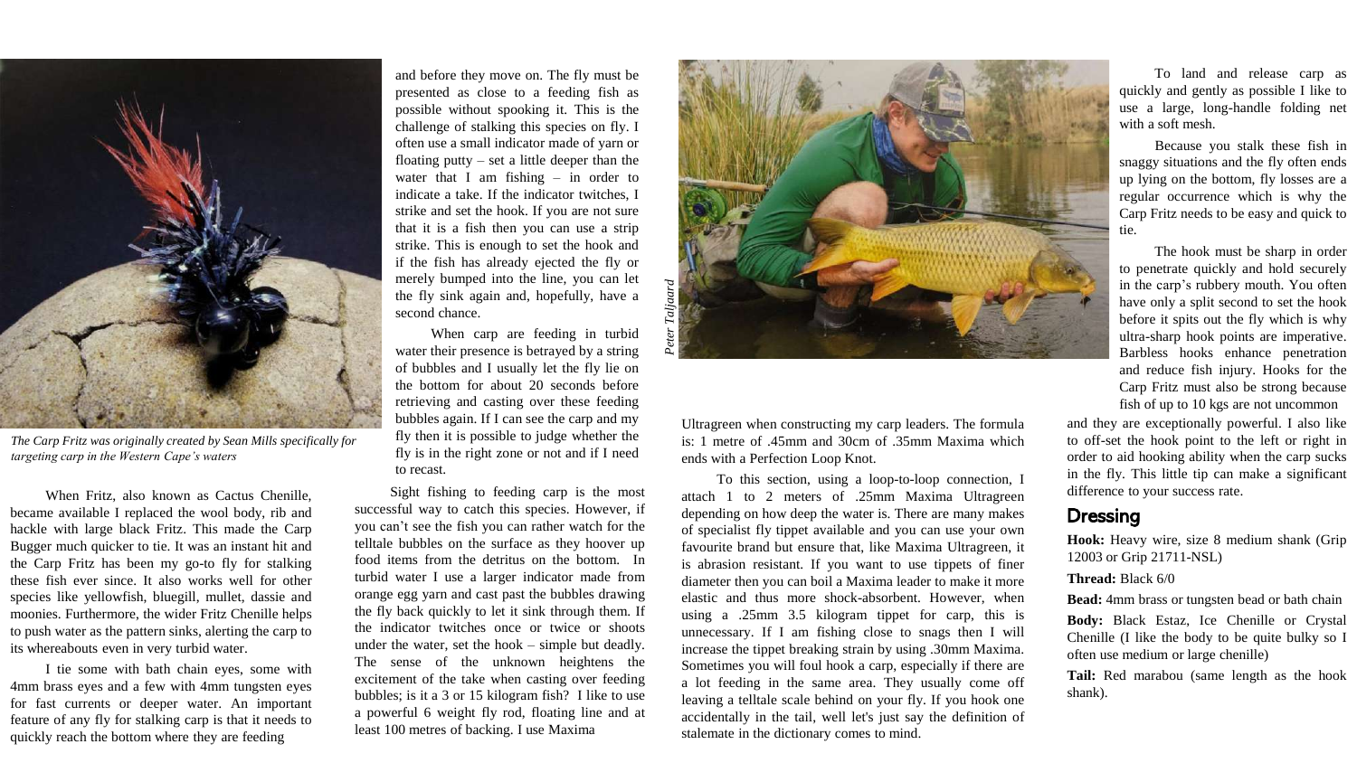*The Carp Fritz was originally created by Sean Mills specifically for targeting carp in the Western Cape's waters*

When Fritz, also known as Cactus Chenille, became available I replaced the wool body, rib and hackle with large black Fritz. This made the Carp Bugger much quicker to tie. It was an instant hit and the Carp Fritz has been my go-to fly for stalking these fish ever since. It also works well for other species like yellowfish, bluegill, mullet, dassie and moonies. Furthermore, the wider Fritz Chenille helps to push water as the pattern sinks, alerting the carp to its whereabouts even in very turbid water.

I tie some with bath chain eyes, some with 4mm brass eyes and a few with 4mm tungsten eyes for fast currents or deeper water. An important feature of any fly for stalking carp is that it needs to quickly reach the bottom where they are feeding and before they move on. The fly must be presented as close to a feeding fish as possible without spooking it. This is the challenge of stalking this species on fly. I often use a small indicator made of yarn or floating putty – set a little deeper than the water that I am fishing – in order to indicate a take. If the indicator twitches, I strike and set the hook. If you are not sure that it is a fish then you can use a strip strike. This is enough to set the hook and if the fish has already ejected the fly or merely bumped into the line, you can let the fly sink again and, hopefully, have a second chance.

When carp are feeding in turbid water their presence is betrayed by a string of bubbles and I usually let the fly lie on the bottom for about 20 seconds before retrieving and casting over these feeding bubbles again. If I can see the carp and my fly then it is possible to judge whether the fly is in the right zone or not and if I need to recast.

Sight fishing to feeding carp is the most successful way to catch this species. However, if you can't see the fish you can rather watch for the telltale bubbles on the surface as they hoover up food items from the detritus on the bottom. In turbid water I use a larger indicator made from orange egg yarn and cast past the bubbles drawing the fly back quickly to let it sink through them. If the indicator twitches once or twice or shoots under the water, set the hook – simple but deadly. The sense of the unknown heightens the excitement of the take when casting over feeding bubbles; is it a 3 or 15 kilogram fish? I like to use a powerful 6 weight fly rod, floating line and at least 100 metres of backing. I use Maxima Ultragreen when constructing my carp leaders. The formula is: 1 metre of .45mm and 30cm of .35mm Maxima which ends with a Perfection Loop Knot.

*Peter Taljaard*

To this section, using a loop-to-loop connection, I attach 1 to 2 meters of .25mm Maxima Ultragreen depending on how deep the water is. There are many makes of specialist fly tippet available and you can use your own favourite brand but ensure that, like Maxima Ultragreen, it is abrasion resistant. If you want to use tippets of finer diameter then you can boil a Maxima leader to make it more elastic and thus more shock-absorbent. However, when using a .25mm 3.5 kilogram tippet for carp, this is unnecessary. If I am fishing close to snags then I will increase the tippet breaking strain by using .30mm Maxima. Sometimes you will foul hook a carp, especially if there are a lot feeding in the same area. They usually come off leaving a telltale scale behind on your fly. If you hook one accidentally in the tail, well let's just say the definition of stalemate in the dictionary comes to mind.

To land and release carp as quickly and gently as possible I like to use a large, long-handle folding net with a soft mesh.

Because you stalk these fish in snaggy situations and the fly often ends up lying on the bottom, fly losses are a regular occurrence which is why the Carp Fritz needs to be easy and quick to tie.

The hook must be sharp in order to penetrate quickly and hold securely in the carp's rubbery mouth. You often have only a split second to set the hook before it spits out the fly which is why ultra-sharp hook points are imperative. Barbless hooks enhance penetration and reduce fish injury. Hooks for the Carp Fritz must also be strong because fish of up to 10 kgs are not uncommon and they are exceptionally powerful. I also like to off-set the hook point to the left or right in order to aid hooking ability when the carp sucks in the fly. This little tip can make a significant difference to your success rate.

## Dressing

**Hook:** Heavy wire, size 8 medium shank (Grip 12003 or Grip 21711-NSL)

**Thread:** Black 6/0

**Bead:** 4mm brass or tungsten bead or bath chain

**Body:** Black Estaz, Ice Chenille or Crystal Chenille (I like the body to be quite bulky so I often use medium or large chenille)

**Tail:** Red marabou (same length as the hook shank).